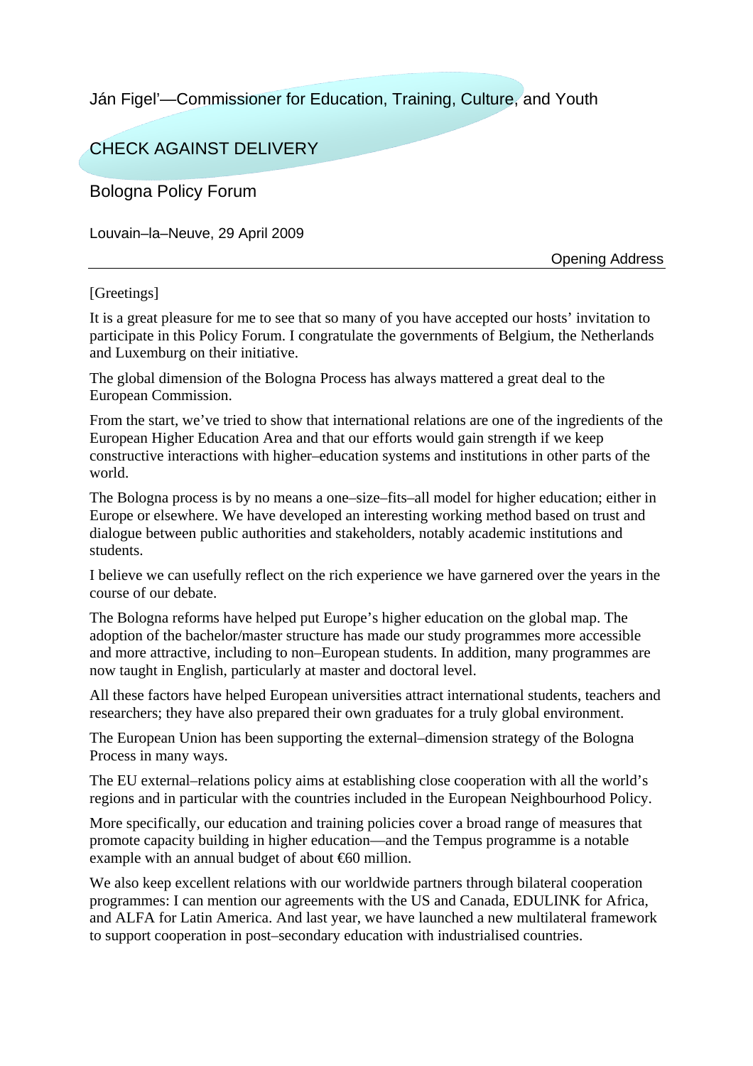Ján Figel'—Commissioner for Education, Training, Culture, and Youth

CHECK AGAINST DELIVERY

Bologna Policy Forum

Louvain–la–Neuve, 29 April 2009

Opening Address

[Greetings]

It is a great pleasure for me to see that so many of you have accepted our hosts' invitation to participate in this Policy Forum. I congratulate the governments of Belgium, the Netherlands and Luxemburg on their initiative.

The global dimension of the Bologna Process has always mattered a great deal to the European Commission.

From the start, we've tried to show that international relations are one of the ingredients of the European Higher Education Area and that our efforts would gain strength if we keep constructive interactions with higher–education systems and institutions in other parts of the world.

The Bologna process is by no means a one–size–fits–all model for higher education; either in Europe or elsewhere. We have developed an interesting working method based on trust and dialogue between public authorities and stakeholders, notably academic institutions and students.

I believe we can usefully reflect on the rich experience we have garnered over the years in the course of our debate.

The Bologna reforms have helped put Europe's higher education on the global map. The adoption of the bachelor/master structure has made our study programmes more accessible and more attractive, including to non–European students. In addition, many programmes are now taught in English, particularly at master and doctoral level.

All these factors have helped European universities attract international students, teachers and researchers; they have also prepared their own graduates for a truly global environment.

The European Union has been supporting the external–dimension strategy of the Bologna Process in many ways.

The EU external–relations policy aims at establishing close cooperation with all the world's regions and in particular with the countries included in the European Neighbourhood Policy.

More specifically, our education and training policies cover a broad range of measures that promote capacity building in higher education—and the Tempus programme is a notable example with an annual budget of about €60 million.

We also keep excellent relations with our worldwide partners through bilateral cooperation programmes: I can mention our agreements with the US and Canada, EDULINK for Africa, and ALFA for Latin America. And last year, we have launched a new multilateral framework to support cooperation in post–secondary education with industrialised countries.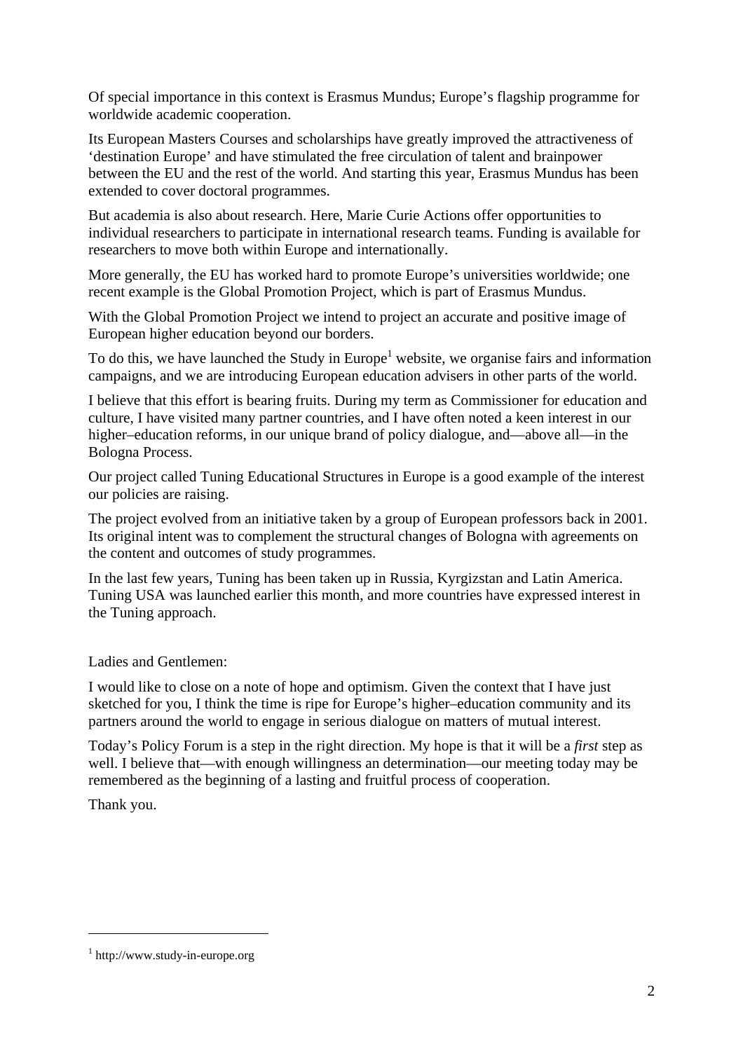Of special importance in this context is Erasmus Mundus; Europe's flagship programme for worldwide academic cooperation.

Its European Masters Courses and scholarships have greatly improved the attractiveness of 'destination Europe' and have stimulated the free circulation of talent and brainpower between the EU and the rest of the world. And starting this year, Erasmus Mundus has been extended to cover doctoral programmes.

But academia is also about research. Here, Marie Curie Actions offer opportunities to individual researchers to participate in international research teams. Funding is available for researchers to move both within Europe and internationally.

More generally, the EU has worked hard to promote Europe's universities worldwide; one recent example is the Global Promotion Project, which is part of Erasmus Mundus.

With the Global Promotion Project we intend to project an accurate and positive image of European higher education beyond our borders.

To do this, we have launched the Study in Europe[1] website, we organise fairs and information campaigns, and we are introducing European education advisers in other parts of the world.

I believe that this effort is bearing fruits. During my term as Commissioner for education and culture, I have visited many partner countries, and I have often noted a keen interest in our higher–education reforms, in our unique brand of policy dialogue, and—above all—in the Bologna Process.

Our project called Tuning Educational Structures in Europe is a good example of the interest our policies are raising.

The project evolved from an initiative taken by a group of European professors back in 2001. Its original intent was to complement the structural changes of Bologna with agreements on the content and outcomes of study programmes.

In the last few years, Tuning has been taken up in Russia, Kyrgizstan and Latin America. Tuning USA was launched earlier this month, and more countries have expressed interest in the Tuning approach.

Ladies and Gentlemen:

I would like to close on a note of hope and optimism. Given the context that I have just sketched for you, I think the time is ripe for Europe's higher–education community and its partners around the world to engage in serious dialogue on matters of mutual interest.

Today's Policy Forum is a step in the right direction. My hope is that it will be a *first* step as well. I believe that—with enough willingness an determination—our meeting today may be remembered as the beginning of a lasting and fruitful process of cooperation.

Thank you.

---

[1] http://www.study-in-europe.org